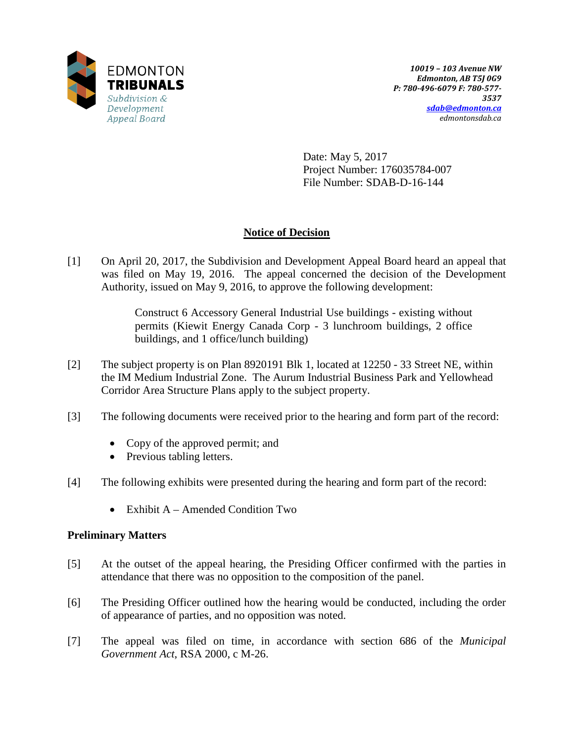EDMONTON
**TRIBUNALS**
*Subdivision & Development Appeal Board*

*10019 – 103 Avenue NW*
*Edmonton, AB T5J 0G9*
*P: 780-496-6079 F: 780-577-3537*
*sdab@edmonton.ca*
*edmontonsdab.ca*

Date: May 5, 2017
Project Number: 176035784-007
File Number: SDAB-D-16-144

## Notice of Decision

[1] On April 20, 2017, the Subdivision and Development Appeal Board heard an appeal that was filed on May 19, 2016. The appeal concerned the decision of the Development Authority, issued on May 9, 2016, to approve the following development:

> Construct 6 Accessory General Industrial Use buildings - existing without permits (Kiewit Energy Canada Corp - 3 lunchroom buildings, 2 office buildings, and 1 office/lunch building)

[2] The subject property is on Plan 8920191 Blk 1, located at 12250 - 33 Street NE, within the IM Medium Industrial Zone. The Aurum Industrial Business Park and Yellowhead Corridor Area Structure Plans apply to the subject property.

[3] The following documents were received prior to the hearing and form part of the record:

- Copy of the approved permit; and
- Previous tabling letters.

[4] The following exhibits were presented during the hearing and form part of the record:

- Exhibit A – Amended Condition Two

### Preliminary Matters

[5] At the outset of the appeal hearing, the Presiding Officer confirmed with the parties in attendance that there was no opposition to the composition of the panel.

[6] The Presiding Officer outlined how the hearing would be conducted, including the order of appearance of parties, and no opposition was noted.

[7] The appeal was filed on time, in accordance with section 686 of the *Municipal Government Act*, RSA 2000, c M-26.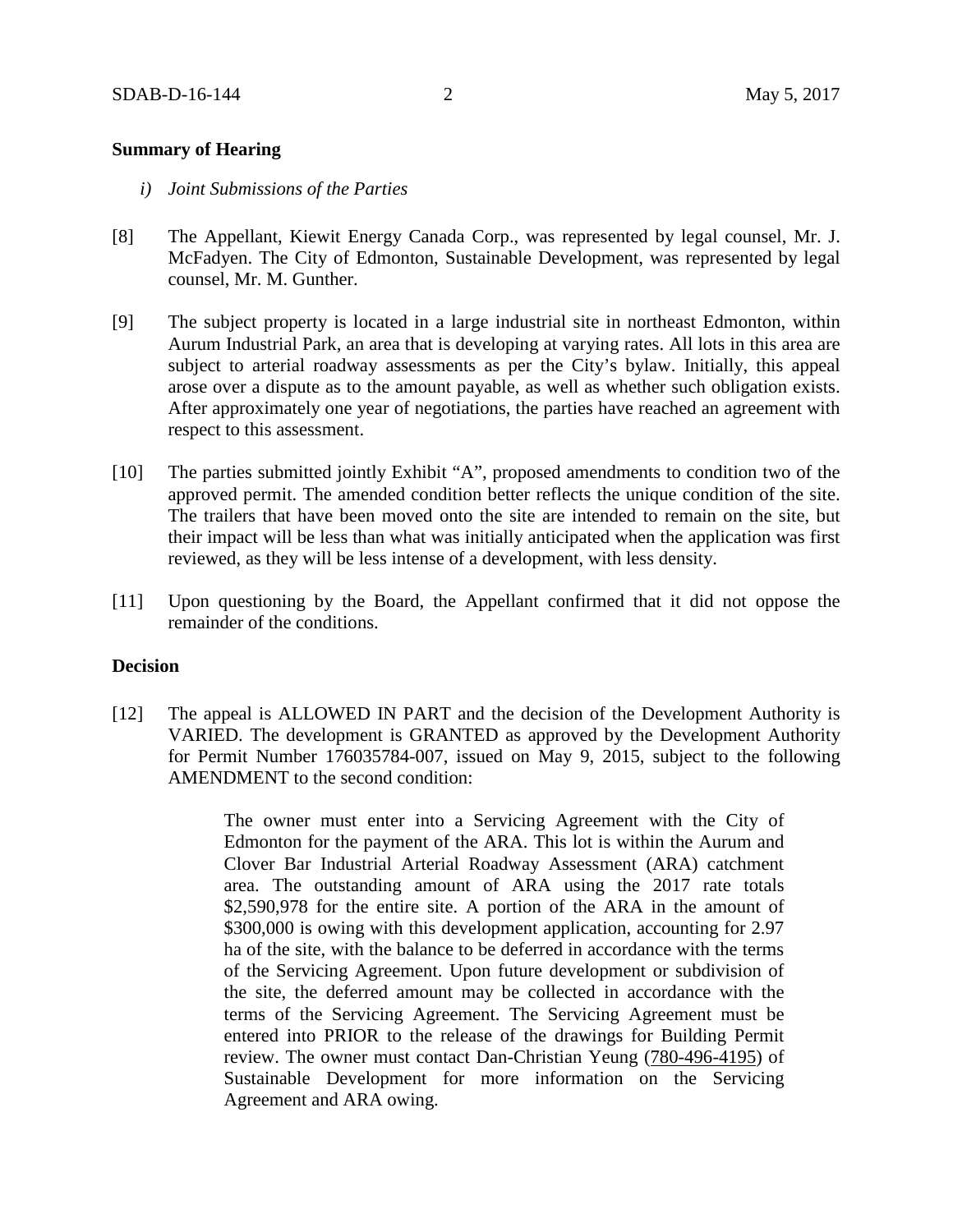**Summary of Hearing**

*i) Joint Submissions of the Parties*

[8] The Appellant, Kiewit Energy Canada Corp., was represented by legal counsel, Mr. J. McFadyen. The City of Edmonton, Sustainable Development, was represented by legal counsel, Mr. M. Gunther.

[9] The subject property is located in a large industrial site in northeast Edmonton, within Aurum Industrial Park, an area that is developing at varying rates. All lots in this area are subject to arterial roadway assessments as per the City's bylaw. Initially, this appeal arose over a dispute as to the amount payable, as well as whether such obligation exists. After approximately one year of negotiations, the parties have reached an agreement with respect to this assessment.

[10] The parties submitted jointly Exhibit "A", proposed amendments to condition two of the approved permit. The amended condition better reflects the unique condition of the site. The trailers that have been moved onto the site are intended to remain on the site, but their impact will be less than what was initially anticipated when the application was first reviewed, as they will be less intense of a development, with less density.

[11] Upon questioning by the Board, the Appellant confirmed that it did not oppose the remainder of the conditions.

**Decision**

[12] The appeal is ALLOWED IN PART and the decision of the Development Authority is VARIED. The development is GRANTED as approved by the Development Authority for Permit Number 176035784-007, issued on May 9, 2015, subject to the following AMENDMENT to the second condition:

> The owner must enter into a Servicing Agreement with the City of Edmonton for the payment of the ARA. This lot is within the Aurum and Clover Bar Industrial Arterial Roadway Assessment (ARA) catchment area. The outstanding amount of ARA using the 2017 rate totals \$2,590,978 for the entire site. A portion of the ARA in the amount of \$300,000 is owing with this development application, accounting for 2.97 ha of the site, with the balance to be deferred in accordance with the terms of the Servicing Agreement. Upon future development or subdivision of the site, the deferred amount may be collected in accordance with the terms of the Servicing Agreement. The Servicing Agreement must be entered into PRIOR to the release of the drawings for Building Permit review. The owner must contact Dan-Christian Yeung (780-496-4195) of Sustainable Development for more information on the Servicing Agreement and ARA owing.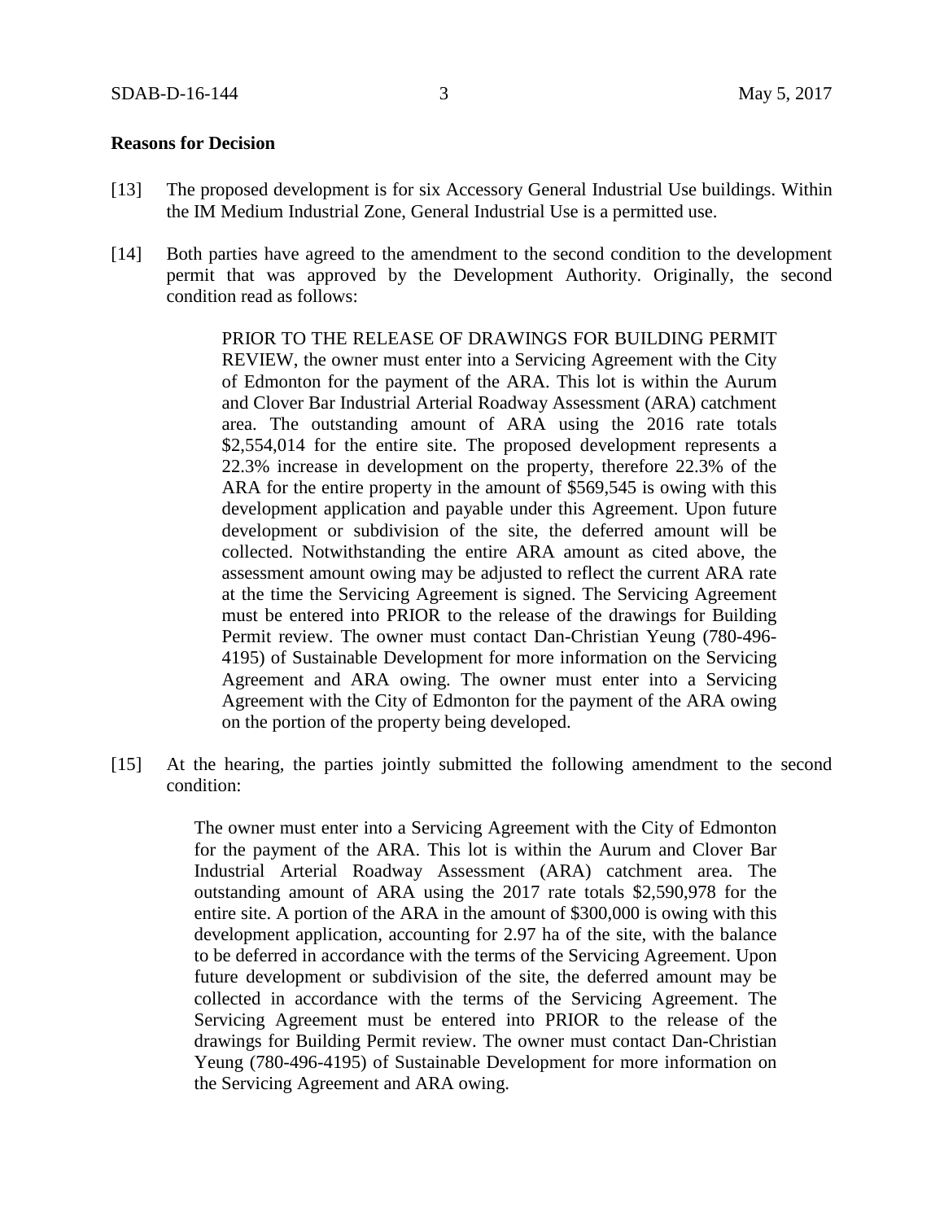**Reasons for Decision**

[13] The proposed development is for six Accessory General Industrial Use buildings. Within the IM Medium Industrial Zone, General Industrial Use is a permitted use.

[14] Both parties have agreed to the amendment to the second condition to the development permit that was approved by the Development Authority. Originally, the second condition read as follows:

> PRIOR TO THE RELEASE OF DRAWINGS FOR BUILDING PERMIT REVIEW, the owner must enter into a Servicing Agreement with the City of Edmonton for the payment of the ARA. This lot is within the Aurum and Clover Bar Industrial Arterial Roadway Assessment (ARA) catchment area. The outstanding amount of ARA using the 2016 rate totals $2,554,014 for the entire site. The proposed development represents a 22.3% increase in development on the property, therefore 22.3% of the ARA for the entire property in the amount of $569,545 is owing with this development application and payable under this Agreement. Upon future development or subdivision of the site, the deferred amount will be collected. Notwithstanding the entire ARA amount as cited above, the assessment amount owing may be adjusted to reflect the current ARA rate at the time the Servicing Agreement is signed. The Servicing Agreement must be entered into PRIOR to the release of the drawings for Building Permit review. The owner must contact Dan-Christian Yeung (780-496-4195) of Sustainable Development for more information on the Servicing Agreement and ARA owing. The owner must enter into a Servicing Agreement with the City of Edmonton for the payment of the ARA owing on the portion of the property being developed.

[15] At the hearing, the parties jointly submitted the following amendment to the second condition:

> The owner must enter into a Servicing Agreement with the City of Edmonton for the payment of the ARA. This lot is within the Aurum and Clover Bar Industrial Arterial Roadway Assessment (ARA) catchment area. The outstanding amount of ARA using the 2017 rate totals $2,590,978 for the entire site. A portion of the ARA in the amount of $300,000 is owing with this development application, accounting for 2.97 ha of the site, with the balance to be deferred in accordance with the terms of the Servicing Agreement. Upon future development or subdivision of the site, the deferred amount may be collected in accordance with the terms of the Servicing Agreement. The Servicing Agreement must be entered into PRIOR to the release of the drawings for Building Permit review. The owner must contact Dan-Christian Yeung (780-496-4195) of Sustainable Development for more information on the Servicing Agreement and ARA owing.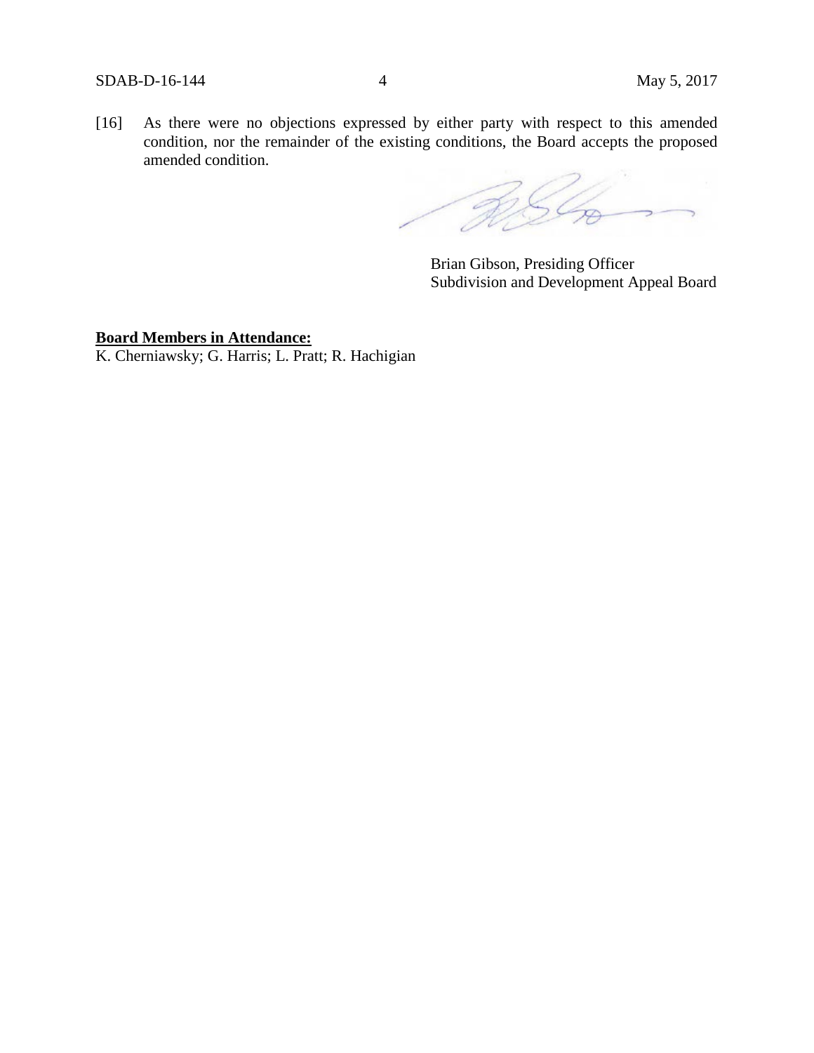[16] As there were no objections expressed by either party with respect to this amended condition, nor the remainder of the existing conditions, the Board accepts the proposed amended condition.

Brian Gibson, Presiding Officer
Subdivision and Development Appeal Board

**Board Members in Attendance:**
K. Cherniawsky; G. Harris; L. Pratt; R. Hachigian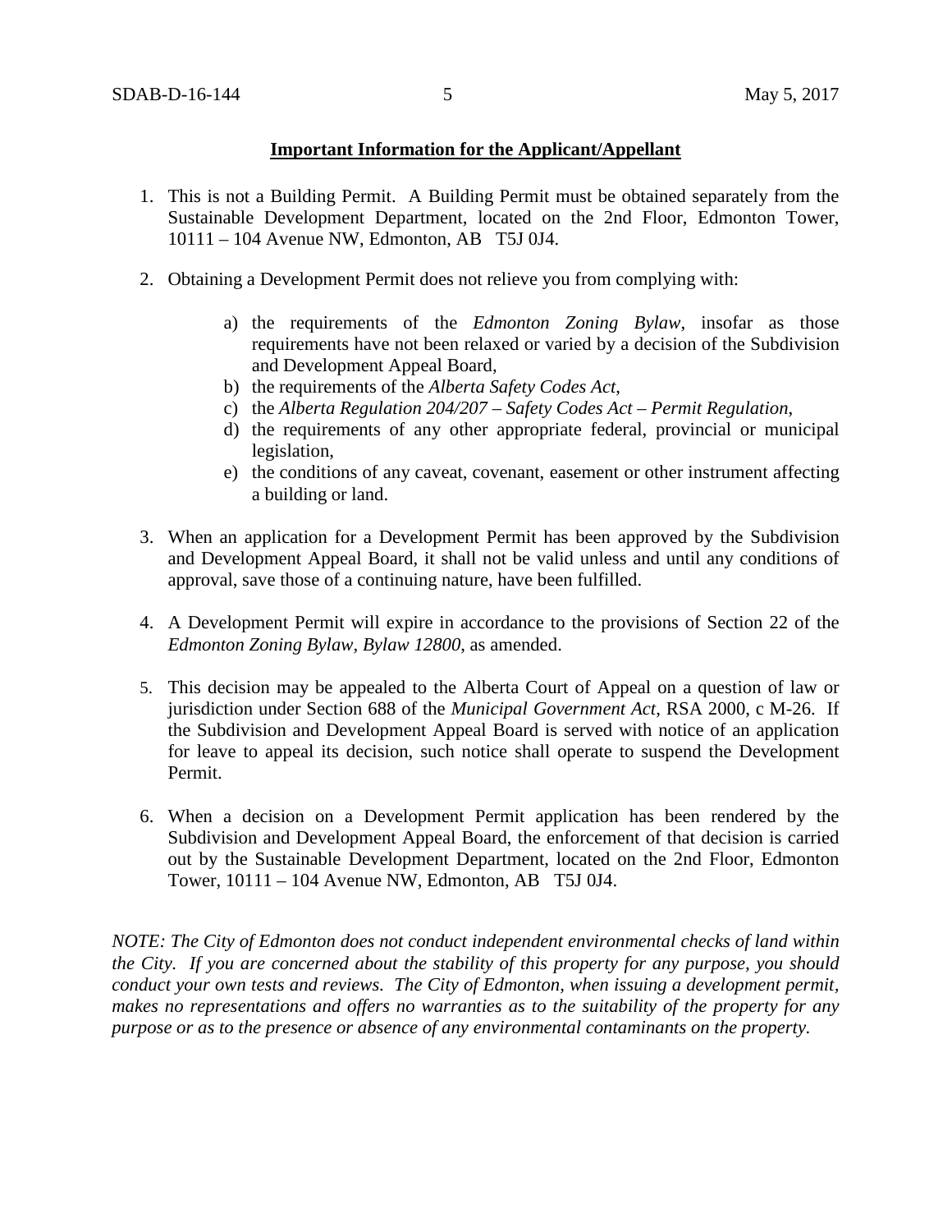**Important Information for the Applicant/Appellant**

1. This is not a Building Permit. A Building Permit must be obtained separately from the Sustainable Development Department, located on the 2nd Floor, Edmonton Tower, 10111 – 104 Avenue NW, Edmonton, AB T5J 0J4.

2. Obtaining a Development Permit does not relieve you from complying with:

    a) the requirements of the *Edmonton Zoning Bylaw*, insofar as those requirements have not been relaxed or varied by a decision of the Subdivision and Development Appeal Board,
    b) the requirements of the *Alberta Safety Codes Act*,
    c) the *Alberta Regulation 204/207 – Safety Codes Act – Permit Regulation*,
    d) the requirements of any other appropriate federal, provincial or municipal legislation,
    e) the conditions of any caveat, covenant, easement or other instrument affecting a building or land.

3. When an application for a Development Permit has been approved by the Subdivision and Development Appeal Board, it shall not be valid unless and until any conditions of approval, save those of a continuing nature, have been fulfilled.

4. A Development Permit will expire in accordance to the provisions of Section 22 of the *Edmonton Zoning Bylaw, Bylaw 12800*, as amended.

5. This decision may be appealed to the Alberta Court of Appeal on a question of law or jurisdiction under Section 688 of the *Municipal Government Act*, RSA 2000, c M-26. If the Subdivision and Development Appeal Board is served with notice of an application for leave to appeal its decision, such notice shall operate to suspend the Development Permit.

6. When a decision on a Development Permit application has been rendered by the Subdivision and Development Appeal Board, the enforcement of that decision is carried out by the Sustainable Development Department, located on the 2nd Floor, Edmonton Tower, 10111 – 104 Avenue NW, Edmonton, AB T5J 0J4.

*NOTE: The City of Edmonton does not conduct independent environmental checks of land within the City. If you are concerned about the stability of this property for any purpose, you should conduct your own tests and reviews. The City of Edmonton, when issuing a development permit, makes no representations and offers no warranties as to the suitability of the property for any purpose or as to the presence or absence of any environmental contaminants on the property.*